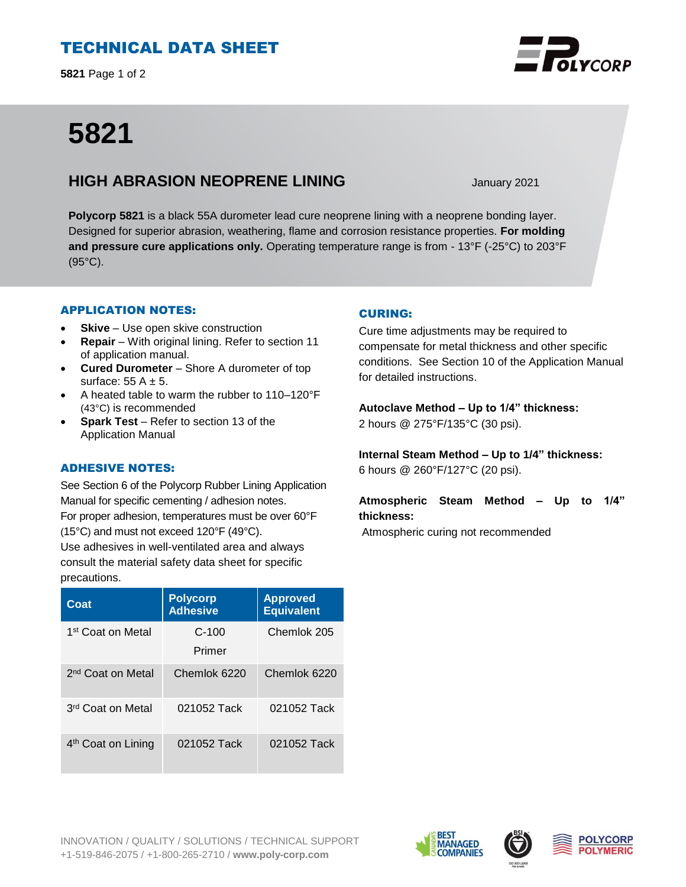# TECHNICAL DATA SHEET

**5821** Page 1 of 2

# 5821

## HIGH ABRASION NEOPRENE LINING

January 2021

**Polycorp 5821** is a black 55A durometer lead cure neoprene lining with a neoprene bonding layer. Designed for superior abrasion, weathering, flame and corrosion resistance properties. **For molding and pressure cure applications only.** Operating temperature range is from - 13°F (-25°C) to 203°F (95°C).

### APPLICATION NOTES:

- **Skive** – Use open skive construction
- **Repair** – With original lining. Refer to section 11 of application manual.
- **Cured Durometer** – Shore A durometer of top surface: 55 A ± 5.
- A heated table to warm the rubber to 110–120°F (43°C) is recommended
- **Spark Test** – Refer to section 13 of the Application Manual

### ADHESIVE NOTES:

See Section 6 of the Polycorp Rubber Lining Application Manual for specific cementing / adhesion notes.
For proper adhesion, temperatures must be over 60°F (15°C) and must not exceed 120°F (49°C).
Use adhesives in well-ventilated area and always consult the material safety data sheet for specific precautions.

| Coat | Polycorp Adhesive | Approved Equivalent |
|---|---|---|
| 1st Coat on Metal | C-100 Primer | Chemlok 205 |
| 2nd Coat on Metal | Chemlok 6220 | Chemlok 6220 |
| 3rd Coat on Metal | 021052 Tack | 021052 Tack |
| 4th Coat on Lining | 021052 Tack | 021052 Tack |

### CURING:

Cure time adjustments may be required to compensate for metal thickness and other specific conditions. See Section 10 of the Application Manual for detailed instructions.

**Autoclave Method – Up to 1/4" thickness:**
2 hours @ 275°F/135°C (30 psi).

**Internal Steam Method – Up to 1/4" thickness:**
6 hours @ 260°F/127°C (20 psi).

**Atmospheric Steam Method – Up to 1/4" thickness:**
Atmospheric curing not recommended

INNOVATION / QUALITY / SOLUTIONS / TECHNICAL SUPPORT
+1-519-846-2075 / +1-800-265-2710 / **www.poly-corp.com**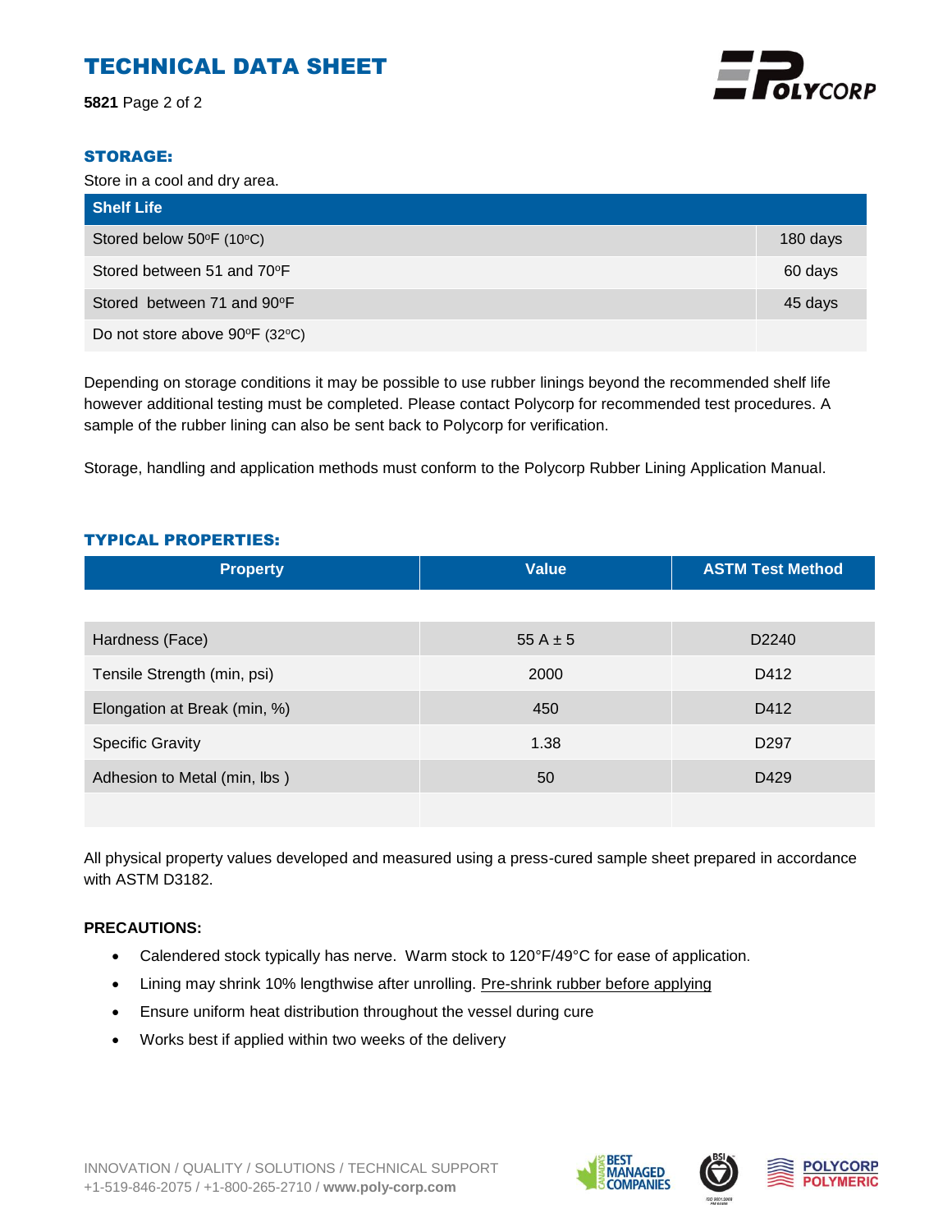## STORAGE:

Store in a cool and dry area.

| Shelf Life | |
|---|---|
| Stored below 50ºF (10ºC) | 180 days |
| Stored between 51 and 70ºF | 60 days |
| Stored between 71 and 90ºF | 45 days |
| Do not store above 90ºF (32ºC) | |

Depending on storage conditions it may be possible to use rubber linings beyond the recommended shelf life however additional testing must be completed. Please contact Polycorp for recommended test procedures. A sample of the rubber lining can also be sent back to Polycorp for verification.

Storage, handling and application methods must conform to the Polycorp Rubber Lining Application Manual.

## TYPICAL PROPERTIES:

| Property | Value | ASTM Test Method |
|---|---|---|
| Hardness (Face) | 55 A ± 5 | D2240 |
| Tensile Strength (min, psi) | 2000 | D412 |
| Elongation at Break (min, %) | 450 | D412 |
| Specific Gravity | 1.38 | D297 |
| Adhesion to Metal (min, lbs ) | 50 | D429 |

All physical property values developed and measured using a press-cured sample sheet prepared in accordance with ASTM D3182.

**PRECAUTIONS:**

- Calendered stock typically has nerve. Warm stock to 120°F/49°C for ease of application.
- Lining may shrink 10% lengthwise after unrolling. Pre-shrink rubber before applying
- Ensure uniform heat distribution throughout the vessel during cure
- Works best if applied within two weeks of the delivery

INNOVATION / QUALITY / SOLUTIONS / TECHNICAL SUPPORT
+1-519-846-2075 / +1-800-265-2710 / **www.poly-corp.com**